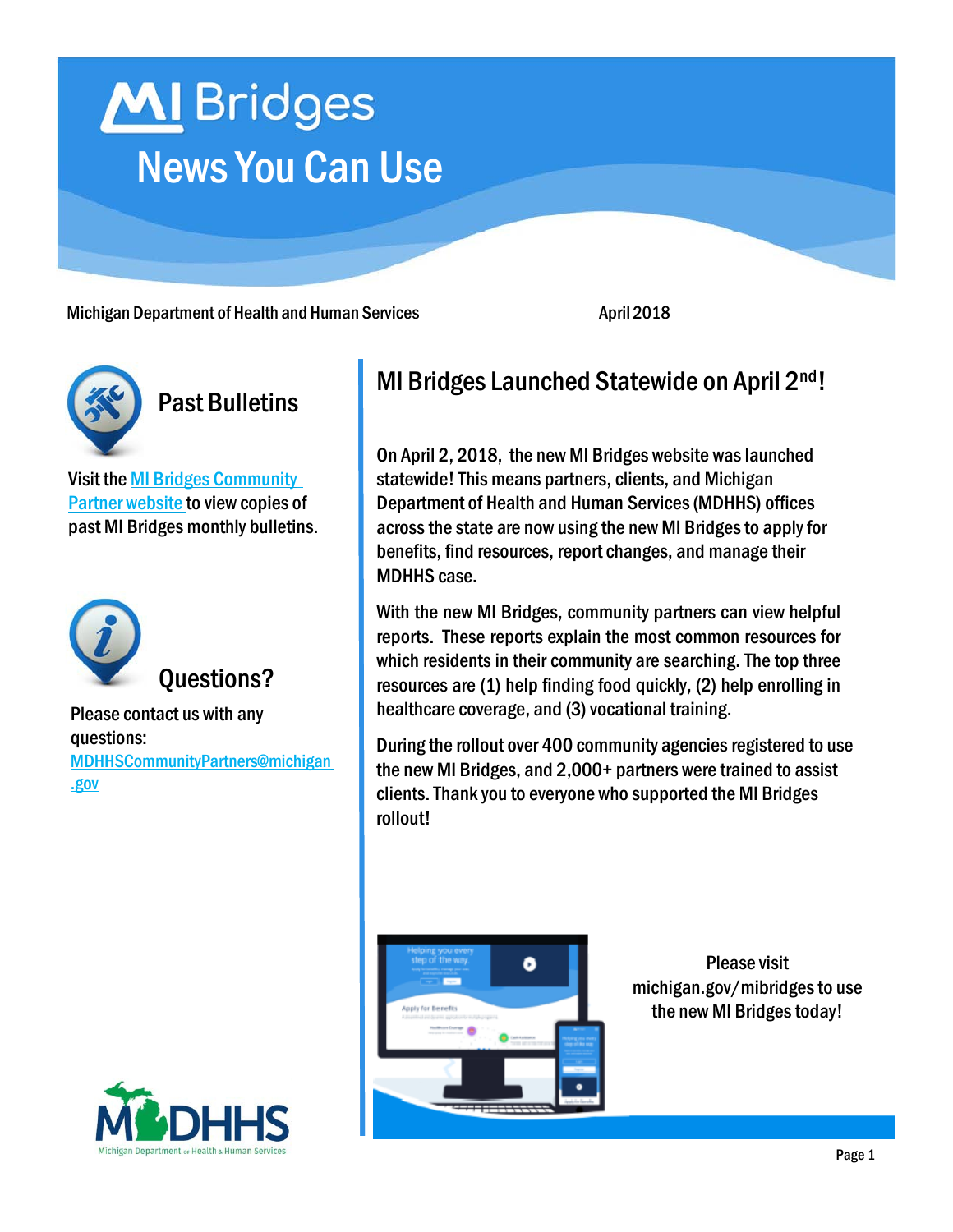# MI Bridges

## News You Can Use

Michigan Department of Health and Human Services

April 2018

### Past Bulletins

Visit the MI Bridges Community Partner website to view copies of past MI Bridges monthly bulletins.

### Questions?

Please contact us with any questions: MDHHSCommunityPartners@michigan.gov

## MI Bridges Launched Statewide on April 2nd!

On April 2, 2018, the new MI Bridges website was launched statewide! This means partners, clients, and Michigan Department of Health and Human Services (MDHHS) offices across the state are now using the new MI Bridges to apply for benefits, find resources, report changes, and manage their MDHHS case.

With the new MI Bridges, community partners can view helpful reports. These reports explain the most common resources for which residents in their community are searching. The top three resources are (1) help finding food quickly, (2) help enrolling in healthcare coverage, and (3) vocational training.

During the rollout over 400 community agencies registered to use the new MI Bridges, and 2,000+ partners were trained to assist clients. Thank you to everyone who supported the MI Bridges rollout!

Please visit michigan.gov/mibridges to use the new MI Bridges today!

MDHHS Michigan Department of Health & Human Services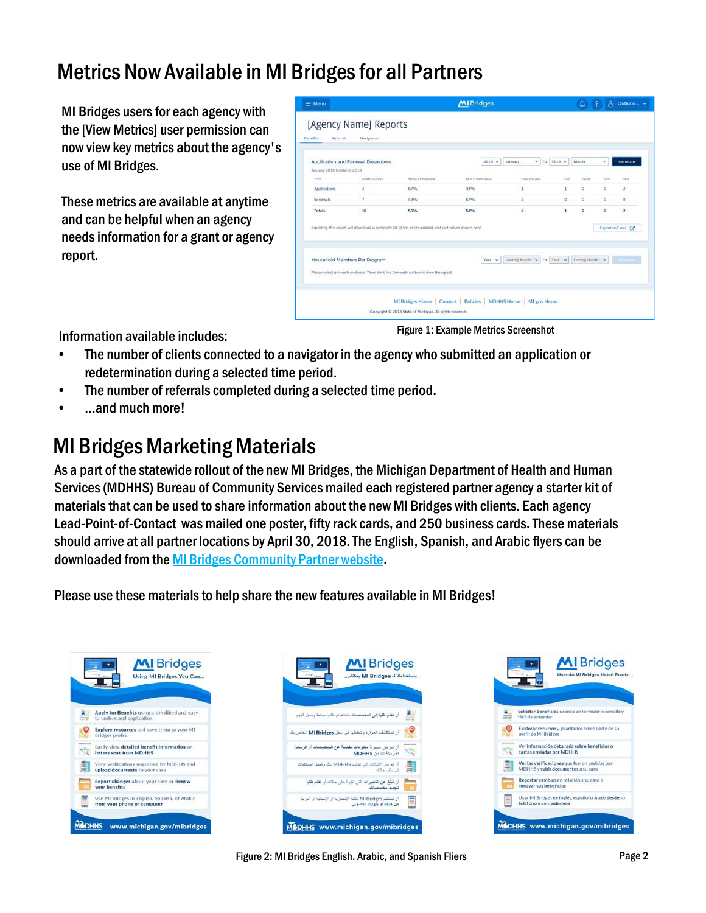# Metrics Now Available in MI Bridges for all Partners

MI Bridges users for each agency with the [View Metrics] user permission can now view key metrics about the agency's use of MI Bridges.

These metrics are available at anytime and can be helpful when an agency needs information for a grant or agency report.

Figure 1: Example Metrics Screenshot

Information available includes:

- The number of clients connected to a navigator in the agency who submitted an application or redetermination during a selected time period.
- The number of referrals completed during a selected time period.
- ...and much more!

# MI Bridges Marketing Materials

As a part of the statewide rollout of the new MI Bridges, the Michigan Department of Health and Human Services (MDHHS) Bureau of Community Services mailed each registered partner agency a starter kit of materials that can be used to share information about the new MI Bridges with clients. Each agency Lead-Point-of-Contact was mailed one poster, fifty rack cards, and 250 business cards. These materials should arrive at all partner locations by April 30, 2018. The English, Spanish, and Arabic flyers can be downloaded from the [MI Bridges Community Partner website](MI Bridges Community Partner website).

Please use these materials to help share the new features available in MI Bridges!

Figure 2: MI Bridges English. Arabic, and Spanish Fliers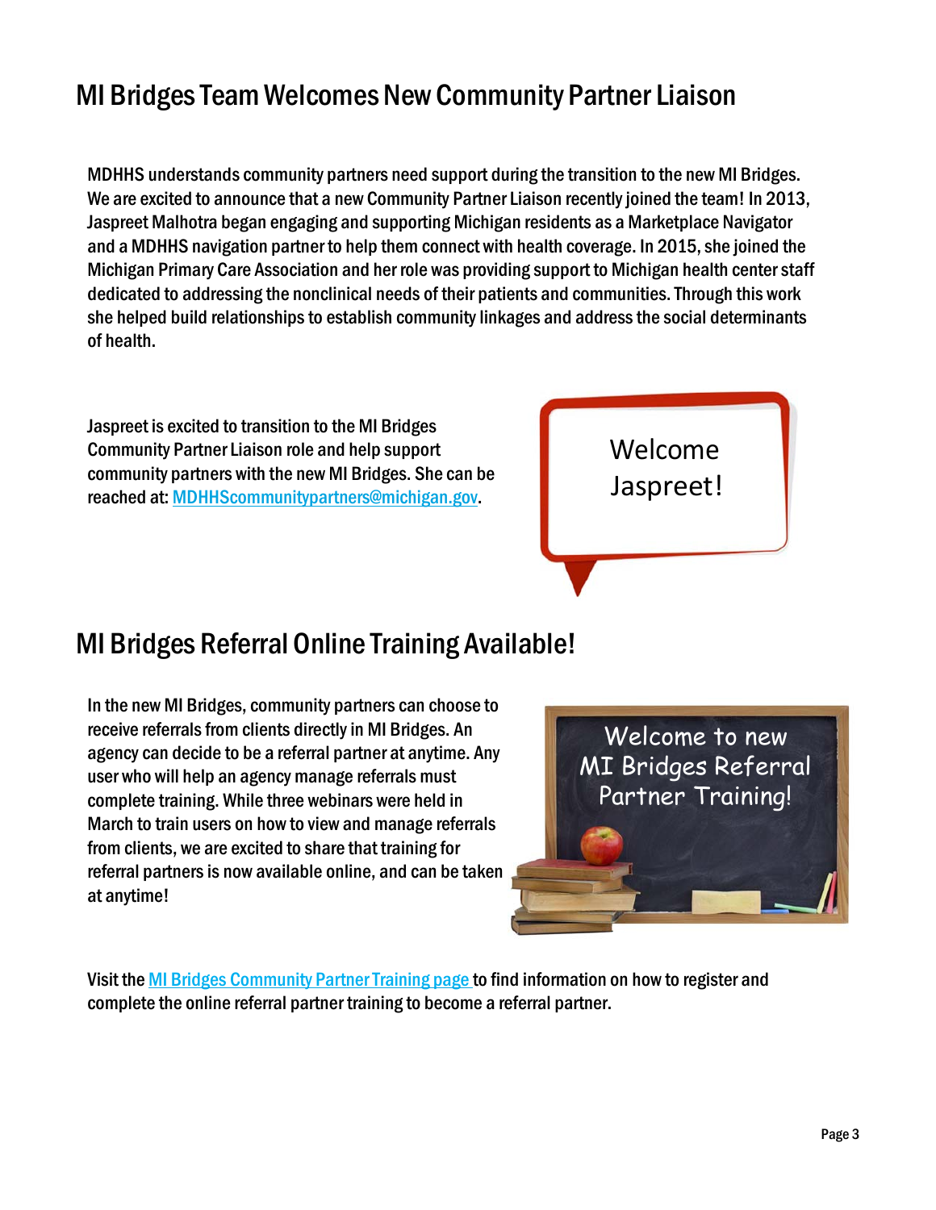## MI Bridges Team Welcomes New Community Partner Liaison

MDHHS understands community partners need support during the transition to the new MI Bridges. We are excited to announce that a new Community Partner Liaison recently joined the team! In 2013, Jaspreet Malhotra began engaging and supporting Michigan residents as a Marketplace Navigator and a MDHHS navigation partner to help them connect with health coverage. In 2015, she joined the Michigan Primary Care Association and her role was providing support to Michigan health center staff dedicated to addressing the nonclinical needs of their patients and communities. Through this work she helped build relationships to establish community linkages and address the social determinants of health.

Jaspreet is excited to transition to the MI Bridges Community Partner Liaison role and help support community partners with the new MI Bridges. She can be reached at: MDHHScommunitypartners@michigan.gov.

Welcome Jaspreet!

## MI Bridges Referral Online Training Available!

In the new MI Bridges, community partners can choose to receive referrals from clients directly in MI Bridges. An agency can decide to be a referral partner at anytime. Any user who will help an agency manage referrals must complete training. While three webinars were held in March to train users on how to view and manage referrals from clients, we are excited to share that training for referral partners is now available online, and can be taken at anytime!

Welcome to new MI Bridges Referral Partner Training!

Visit the MI Bridges Community Partner Training page to find information on how to register and complete the online referral partner training to become a referral partner.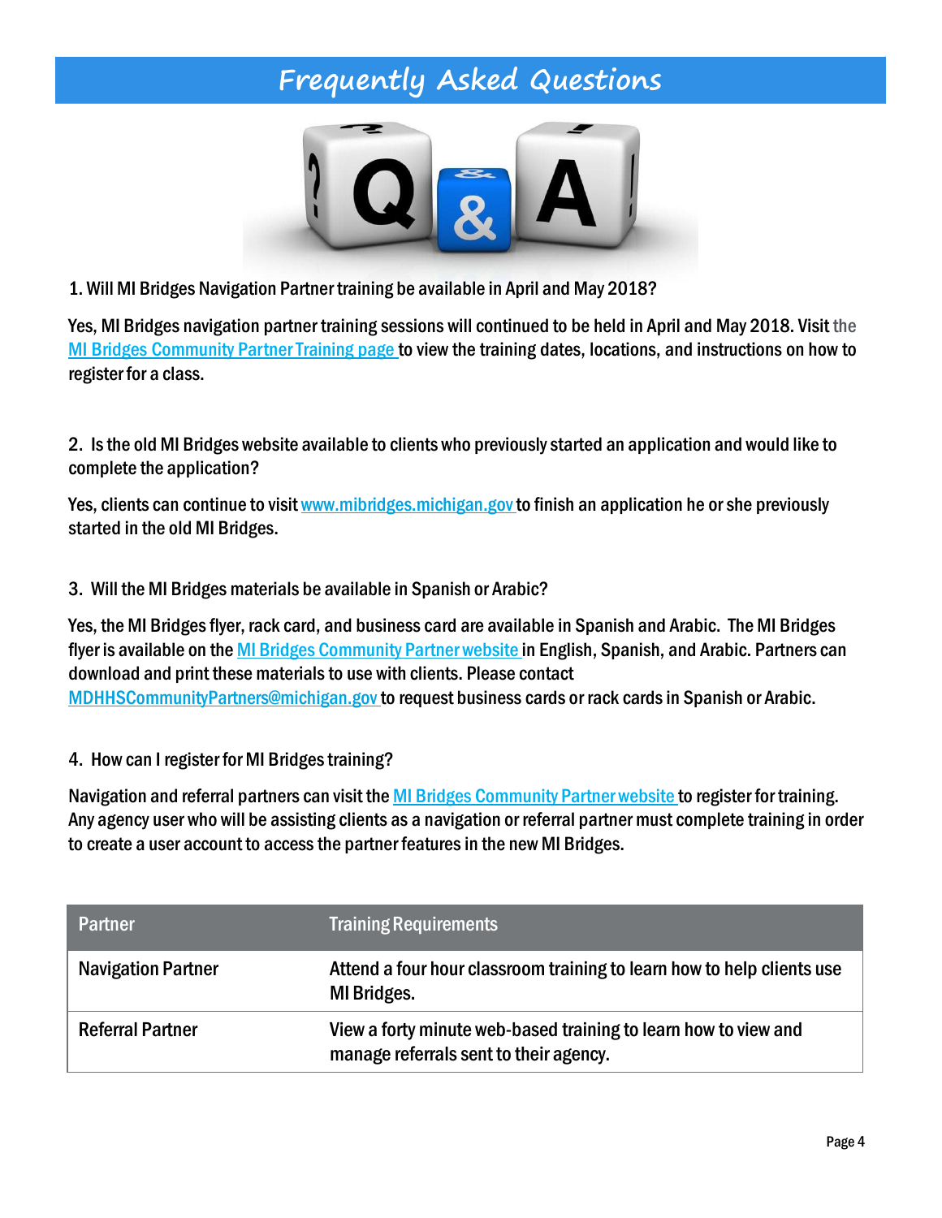# Frequently Asked Questions

1. Will MI Bridges Navigation Partner training be available in April and May 2018?

Yes, MI Bridges navigation partner training sessions will continued to be held in April and May 2018. Visit the MI Bridges Community Partner Training page to view the training dates, locations, and instructions on how to register for a class.

2. Is the old MI Bridges website available to clients who previously started an application and would like to complete the application?

Yes, clients can continue to visit www.mibridges.michigan.gov to finish an application he or she previously started in the old MI Bridges.

3. Will the MI Bridges materials be available in Spanish or Arabic?

Yes, the MI Bridges flyer, rack card, and business card are available in Spanish and Arabic. The MI Bridges flyer is available on the MI Bridges Community Partner website in English, Spanish, and Arabic. Partners can download and print these materials to use with clients. Please contact MDHHSCommunityPartners@michigan.gov to request business cards or rack cards in Spanish or Arabic.

4. How can I register for MI Bridges training?

Navigation and referral partners can visit the MI Bridges Community Partner website to register for training. Any agency user who will be assisting clients as a navigation or referral partner must complete training in order to create a user account to access the partner features in the new MI Bridges.

| Partner | Training Requirements |
| --- | --- |
| Navigation Partner | Attend a four hour classroom training to learn how to help clients use MI Bridges. |
| Referral Partner | View a forty minute web-based training to learn how to view and manage referrals sent to their agency. |